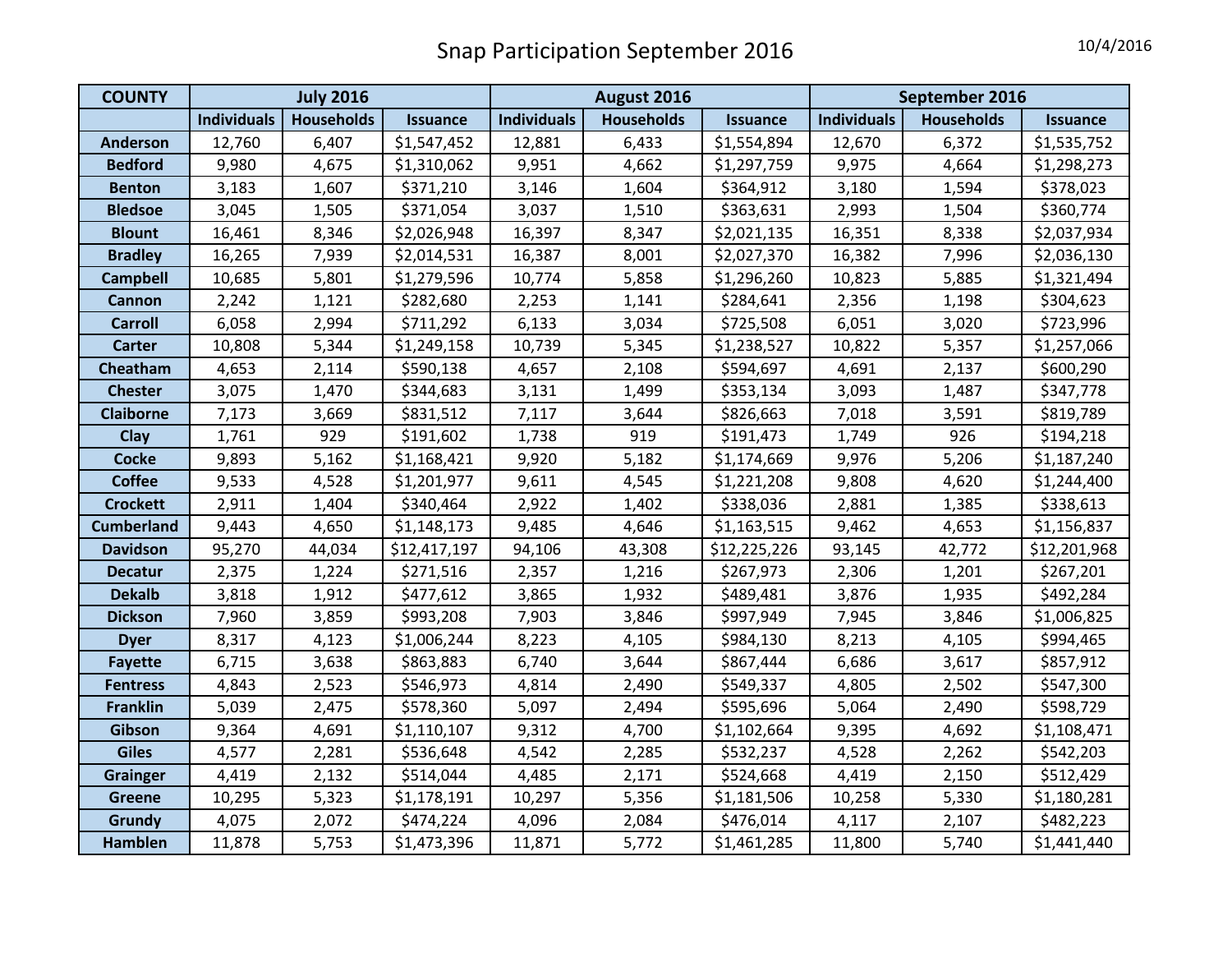# Snap Participation September 2016

10/4/2016

| COUNTY | July 2016 | | | August 2016 | | | September 2016 | | |
|---|---|---|---|---|---|---|---|---|---|
| | Individuals | Households | Issuance | Individuals | Households | Issuance | Individuals | Households | Issuance |
| Anderson | 12,760 | 6,407 | $1,547,452 | 12,881 | 6,433 | $1,554,894 | 12,670 | 6,372 | $1,535,752 |
| Bedford | 9,980 | 4,675 | $1,310,062 | 9,951 | 4,662 | $1,297,759 | 9,975 | 4,664 | $1,298,273 |
| Benton | 3,183 | 1,607 | $371,210 | 3,146 | 1,604 | $364,912 | 3,180 | 1,594 | $378,023 |
| Bledsoe | 3,045 | 1,505 | $371,054 | 3,037 | 1,510 | $363,631 | 2,993 | 1,504 | $360,774 |
| Blount | 16,461 | 8,346 | $2,026,948 | 16,397 | 8,347 | $2,021,135 | 16,351 | 8,338 | $2,037,934 |
| Bradley | 16,265 | 7,939 | $2,014,531 | 16,387 | 8,001 | $2,027,370 | 16,382 | 7,996 | $2,036,130 |
| Campbell | 10,685 | 5,801 | $1,279,596 | 10,774 | 5,858 | $1,296,260 | 10,823 | 5,885 | $1,321,494 |
| Cannon | 2,242 | 1,121 | $282,680 | 2,253 | 1,141 | $284,641 | 2,356 | 1,198 | $304,623 |
| Carroll | 6,058 | 2,994 | $711,292 | 6,133 | 3,034 | $725,508 | 6,051 | 3,020 | $723,996 |
| Carter | 10,808 | 5,344 | $1,249,158 | 10,739 | 5,345 | $1,238,527 | 10,822 | 5,357 | $1,257,066 |
| Cheatham | 4,653 | 2,114 | $590,138 | 4,657 | 2,108 | $594,697 | 4,691 | 2,137 | $600,290 |
| Chester | 3,075 | 1,470 | $344,683 | 3,131 | 1,499 | $353,134 | 3,093 | 1,487 | $347,778 |
| Claiborne | 7,173 | 3,669 | $831,512 | 7,117 | 3,644 | $826,663 | 7,018 | 3,591 | $819,789 |
| Clay | 1,761 | 929 | $191,602 | 1,738 | 919 | $191,473 | 1,749 | 926 | $194,218 |
| Cocke | 9,893 | 5,162 | $1,168,421 | 9,920 | 5,182 | $1,174,669 | 9,976 | 5,206 | $1,187,240 |
| Coffee | 9,533 | 4,528 | $1,201,977 | 9,611 | 4,545 | $1,221,208 | 9,808 | 4,620 | $1,244,400 |
| Crockett | 2,911 | 1,404 | $340,464 | 2,922 | 1,402 | $338,036 | 2,881 | 1,385 | $338,613 |
| Cumberland | 9,443 | 4,650 | $1,148,173 | 9,485 | 4,646 | $1,163,515 | 9,462 | 4,653 | $1,156,837 |
| Davidson | 95,270 | 44,034 | $12,417,197 | 94,106 | 43,308 | $12,225,226 | 93,145 | 42,772 | $12,201,968 |
| Decatur | 2,375 | 1,224 | $271,516 | 2,357 | 1,216 | $267,973 | 2,306 | 1,201 | $267,201 |
| Dekalb | 3,818 | 1,912 | $477,612 | 3,865 | 1,932 | $489,481 | 3,876 | 1,935 | $492,284 |
| Dickson | 7,960 | 3,859 | $993,208 | 7,903 | 3,846 | $997,949 | 7,945 | 3,846 | $1,006,825 |
| Dyer | 8,317 | 4,123 | $1,006,244 | 8,223 | 4,105 | $984,130 | 8,213 | 4,105 | $994,465 |
| Fayette | 6,715 | 3,638 | $863,883 | 6,740 | 3,644 | $867,444 | 6,686 | 3,617 | $857,912 |
| Fentress | 4,843 | 2,523 | $546,973 | 4,814 | 2,490 | $549,337 | 4,805 | 2,502 | $547,300 |
| Franklin | 5,039 | 2,475 | $578,360 | 5,097 | 2,494 | $595,696 | 5,064 | 2,490 | $598,729 |
| Gibson | 9,364 | 4,691 | $1,110,107 | 9,312 | 4,700 | $1,102,664 | 9,395 | 4,692 | $1,108,471 |
| Giles | 4,577 | 2,281 | $536,648 | 4,542 | 2,285 | $532,237 | 4,528 | 2,262 | $542,203 |
| Grainger | 4,419 | 2,132 | $514,044 | 4,485 | 2,171 | $524,668 | 4,419 | 2,150 | $512,429 |
| Greene | 10,295 | 5,323 | $1,178,191 | 10,297 | 5,356 | $1,181,506 | 10,258 | 5,330 | $1,180,281 |
| Grundy | 4,075 | 2,072 | $474,224 | 4,096 | 2,084 | $476,014 | 4,117 | 2,107 | $482,223 |
| Hamblen | 11,878 | 5,753 | $1,473,396 | 11,871 | 5,772 | $1,461,285 | 11,800 | 5,740 | $1,441,440 |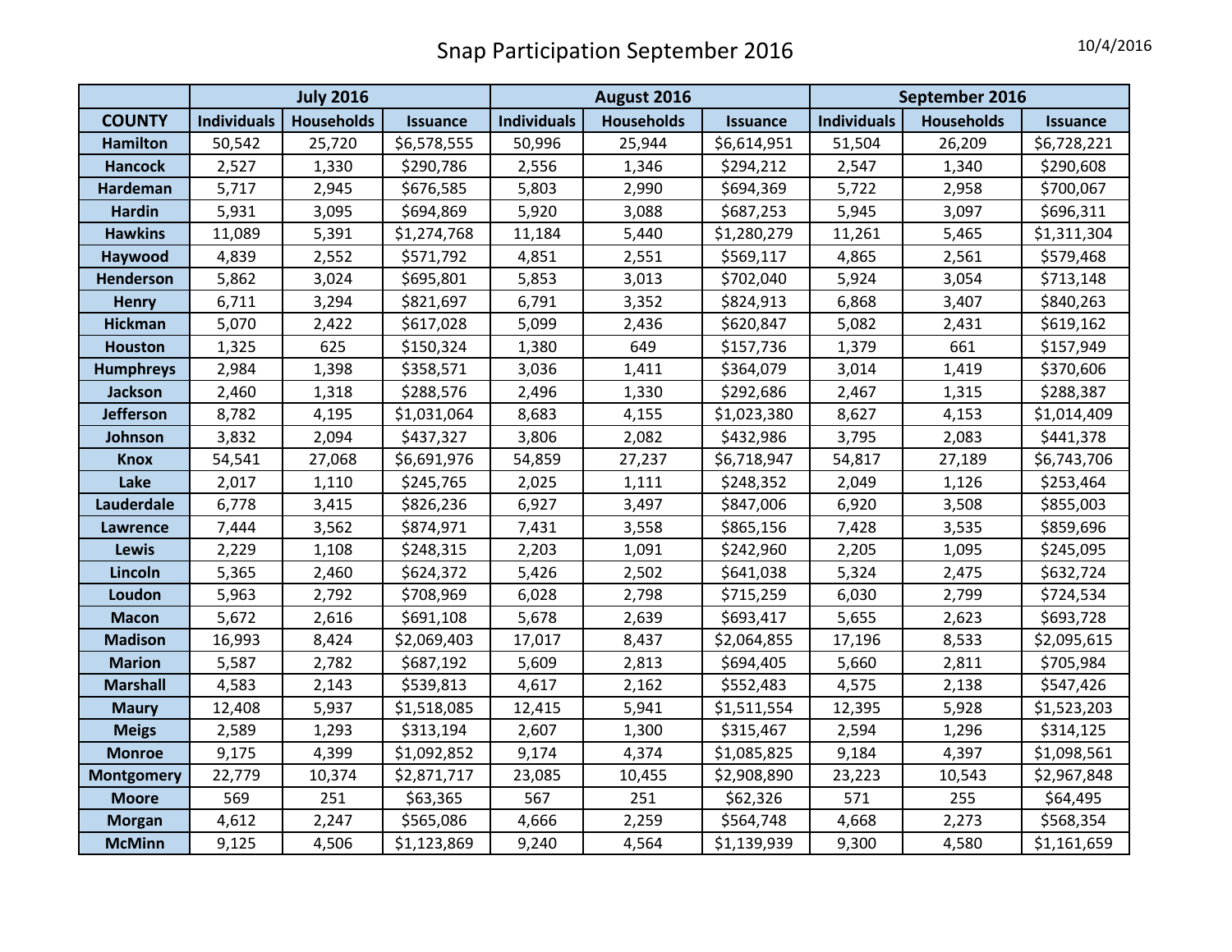# Snap Participation September 2016

10/4/2016

| | July 2016 | | | August 2016 | | | September 2016 | | |
|---|---|---|---|---|---|---|---|---|---|
| **COUNTY** | **Individuals** | **Households** | **Issuance** | **Individuals** | **Households** | **Issuance** | **Individuals** | **Households** | **Issuance** |
| **Hamilton** | 50,542 | 25,720 | $6,578,555 | 50,996 | 25,944 | $6,614,951 | 51,504 | 26,209 | $6,728,221 |
| **Hancock** | 2,527 | 1,330 | $290,786 | 2,556 | 1,346 | $294,212 | 2,547 | 1,340 | $290,608 |
| **Hardeman** | 5,717 | 2,945 | $676,585 | 5,803 | 2,990 | $694,369 | 5,722 | 2,958 | $700,067 |
| **Hardin** | 5,931 | 3,095 | $694,869 | 5,920 | 3,088 | $687,253 | 5,945 | 3,097 | $696,311 |
| **Hawkins** | 11,089 | 5,391 | $1,274,768 | 11,184 | 5,440 | $1,280,279 | 11,261 | 5,465 | $1,311,304 |
| **Haywood** | 4,839 | 2,552 | $571,792 | 4,851 | 2,551 | $569,117 | 4,865 | 2,561 | $579,468 |
| **Henderson** | 5,862 | 3,024 | $695,801 | 5,853 | 3,013 | $702,040 | 5,924 | 3,054 | $713,148 |
| **Henry** | 6,711 | 3,294 | $821,697 | 6,791 | 3,352 | $824,913 | 6,868 | 3,407 | $840,263 |
| **Hickman** | 5,070 | 2,422 | $617,028 | 5,099 | 2,436 | $620,847 | 5,082 | 2,431 | $619,162 |
| **Houston** | 1,325 | 625 | $150,324 | 1,380 | 649 | $157,736 | 1,379 | 661 | $157,949 |
| **Humphreys** | 2,984 | 1,398 | $358,571 | 3,036 | 1,411 | $364,079 | 3,014 | 1,419 | $370,606 |
| **Jackson** | 2,460 | 1,318 | $288,576 | 2,496 | 1,330 | $292,686 | 2,467 | 1,315 | $288,387 |
| **Jefferson** | 8,782 | 4,195 | $1,031,064 | 8,683 | 4,155 | $1,023,380 | 8,627 | 4,153 | $1,014,409 |
| **Johnson** | 3,832 | 2,094 | $437,327 | 3,806 | 2,082 | $432,986 | 3,795 | 2,083 | $441,378 |
| **Knox** | 54,541 | 27,068 | $6,691,976 | 54,859 | 27,237 | $6,718,947 | 54,817 | 27,189 | $6,743,706 |
| **Lake** | 2,017 | 1,110 | $245,765 | 2,025 | 1,111 | $248,352 | 2,049 | 1,126 | $253,464 |
| **Lauderdale** | 6,778 | 3,415 | $826,236 | 6,927 | 3,497 | $847,006 | 6,920 | 3,508 | $855,003 |
| **Lawrence** | 7,444 | 3,562 | $874,971 | 7,431 | 3,558 | $865,156 | 7,428 | 3,535 | $859,696 |
| **Lewis** | 2,229 | 1,108 | $248,315 | 2,203 | 1,091 | $242,960 | 2,205 | 1,095 | $245,095 |
| **Lincoln** | 5,365 | 2,460 | $624,372 | 5,426 | 2,502 | $641,038 | 5,324 | 2,475 | $632,724 |
| **Loudon** | 5,963 | 2,792 | $708,969 | 6,028 | 2,798 | $715,259 | 6,030 | 2,799 | $724,534 |
| **Macon** | 5,672 | 2,616 | $691,108 | 5,678 | 2,639 | $693,417 | 5,655 | 2,623 | $693,728 |
| **Madison** | 16,993 | 8,424 | $2,069,403 | 17,017 | 8,437 | $2,064,855 | 17,196 | 8,533 | $2,095,615 |
| **Marion** | 5,587 | 2,782 | $687,192 | 5,609 | 2,813 | $694,405 | 5,660 | 2,811 | $705,984 |
| **Marshall** | 4,583 | 2,143 | $539,813 | 4,617 | 2,162 | $552,483 | 4,575 | 2,138 | $547,426 |
| **Maury** | 12,408 | 5,937 | $1,518,085 | 12,415 | 5,941 | $1,511,554 | 12,395 | 5,928 | $1,523,203 |
| **Meigs** | 2,589 | 1,293 | $313,194 | 2,607 | 1,300 | $315,467 | 2,594 | 1,296 | $314,125 |
| **Monroe** | 9,175 | 4,399 | $1,092,852 | 9,174 | 4,374 | $1,085,825 | 9,184 | 4,397 | $1,098,561 |
| **Montgomery** | 22,779 | 10,374 | $2,871,717 | 23,085 | 10,455 | $2,908,890 | 23,223 | 10,543 | $2,967,848 |
| **Moore** | 569 | 251 | $63,365 | 567 | 251 | $62,326 | 571 | 255 | $64,495 |
| **Morgan** | 4,612 | 2,247 | $565,086 | 4,666 | 2,259 | $564,748 | 4,668 | 2,273 | $568,354 |
| **McMinn** | 9,125 | 4,506 | $1,123,869 | 9,240 | 4,564 | $1,139,939 | 9,300 | 4,580 | $1,161,659 |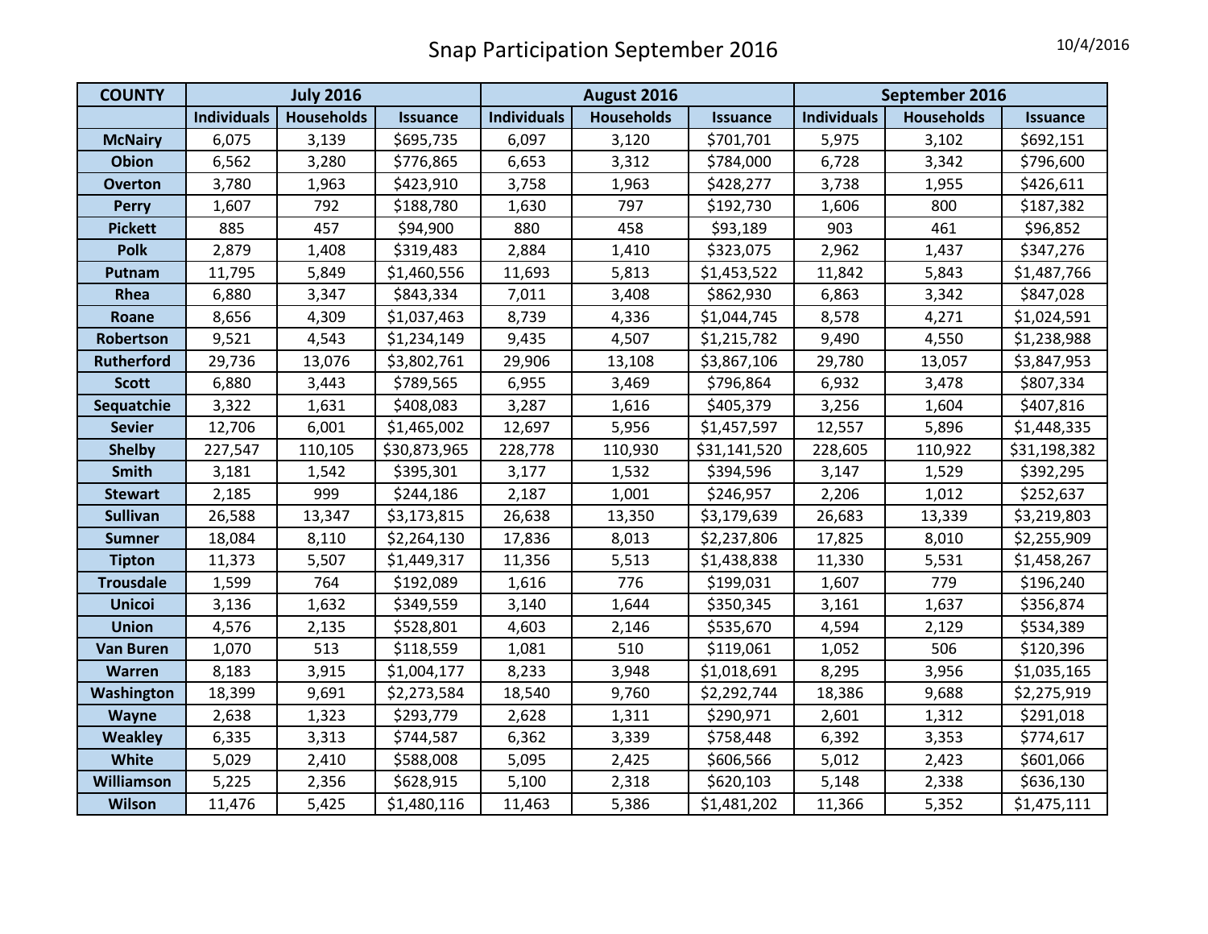# Snap Participation September 2016

10/4/2016

| COUNTY | July 2016 | | | August 2016 | | | September 2016 | | |
|---|---|---|---|---|---|---|---|---|---|
| | Individuals | Households | Issuance | Individuals | Households | Issuance | Individuals | Households | Issuance |
| McNairy | 6,075 | 3,139 | $695,735 | 6,097 | 3,120 | $701,701 | 5,975 | 3,102 | $692,151 |
| Obion | 6,562 | 3,280 | $776,865 | 6,653 | 3,312 | $784,000 | 6,728 | 3,342 | $796,600 |
| Overton | 3,780 | 1,963 | $423,910 | 3,758 | 1,963 | $428,277 | 3,738 | 1,955 | $426,611 |
| Perry | 1,607 | 792 | $188,780 | 1,630 | 797 | $192,730 | 1,606 | 800 | $187,382 |
| Pickett | 885 | 457 | $94,900 | 880 | 458 | $93,189 | 903 | 461 | $96,852 |
| Polk | 2,879 | 1,408 | $319,483 | 2,884 | 1,410 | $323,075 | 2,962 | 1,437 | $347,276 |
| Putnam | 11,795 | 5,849 | $1,460,556 | 11,693 | 5,813 | $1,453,522 | 11,842 | 5,843 | $1,487,766 |
| Rhea | 6,880 | 3,347 | $843,334 | 7,011 | 3,408 | $862,930 | 6,863 | 3,342 | $847,028 |
| Roane | 8,656 | 4,309 | $1,037,463 | 8,739 | 4,336 | $1,044,745 | 8,578 | 4,271 | $1,024,591 |
| Robertson | 9,521 | 4,543 | $1,234,149 | 9,435 | 4,507 | $1,215,782 | 9,490 | 4,550 | $1,238,988 |
| Rutherford | 29,736 | 13,076 | $3,802,761 | 29,906 | 13,108 | $3,867,106 | 29,780 | 13,057 | $3,847,953 |
| Scott | 6,880 | 3,443 | $789,565 | 6,955 | 3,469 | $796,864 | 6,932 | 3,478 | $807,334 |
| Sequatchie | 3,322 | 1,631 | $408,083 | 3,287 | 1,616 | $405,379 | 3,256 | 1,604 | $407,816 |
| Sevier | 12,706 | 6,001 | $1,465,002 | 12,697 | 5,956 | $1,457,597 | 12,557 | 5,896 | $1,448,335 |
| Shelby | 227,547 | 110,105 | $30,873,965 | 228,778 | 110,930 | $31,141,520 | 228,605 | 110,922 | $31,198,382 |
| Smith | 3,181 | 1,542 | $395,301 | 3,177 | 1,532 | $394,596 | 3,147 | 1,529 | $392,295 |
| Stewart | 2,185 | 999 | $244,186 | 2,187 | 1,001 | $246,957 | 2,206 | 1,012 | $252,637 |
| Sullivan | 26,588 | 13,347 | $3,173,815 | 26,638 | 13,350 | $3,179,639 | 26,683 | 13,339 | $3,219,803 |
| Sumner | 18,084 | 8,110 | $2,264,130 | 17,836 | 8,013 | $2,237,806 | 17,825 | 8,010 | $2,255,909 |
| Tipton | 11,373 | 5,507 | $1,449,317 | 11,356 | 5,513 | $1,438,838 | 11,330 | 5,531 | $1,458,267 |
| Trousdale | 1,599 | 764 | $192,089 | 1,616 | 776 | $199,031 | 1,607 | 779 | $196,240 |
| Unicoi | 3,136 | 1,632 | $349,559 | 3,140 | 1,644 | $350,345 | 3,161 | 1,637 | $356,874 |
| Union | 4,576 | 2,135 | $528,801 | 4,603 | 2,146 | $535,670 | 4,594 | 2,129 | $534,389 |
| Van Buren | 1,070 | 513 | $118,559 | 1,081 | 510 | $119,061 | 1,052 | 506 | $120,396 |
| Warren | 8,183 | 3,915 | $1,004,177 | 8,233 | 3,948 | $1,018,691 | 8,295 | 3,956 | $1,035,165 |
| Washington | 18,399 | 9,691 | $2,273,584 | 18,540 | 9,760 | $2,292,744 | 18,386 | 9,688 | $2,275,919 |
| Wayne | 2,638 | 1,323 | $293,779 | 2,628 | 1,311 | $290,971 | 2,601 | 1,312 | $291,018 |
| Weakley | 6,335 | 3,313 | $744,587 | 6,362 | 3,339 | $758,448 | 6,392 | 3,353 | $774,617 |
| White | 5,029 | 2,410 | $588,008 | 5,095 | 2,425 | $606,566 | 5,012 | 2,423 | $601,066 |
| Williamson | 5,225 | 2,356 | $628,915 | 5,100 | 2,318 | $620,103 | 5,148 | 2,338 | $636,130 |
| Wilson | 11,476 | 5,425 | $1,480,116 | 11,463 | 5,386 | $1,481,202 | 11,366 | 5,352 | $1,475,111 |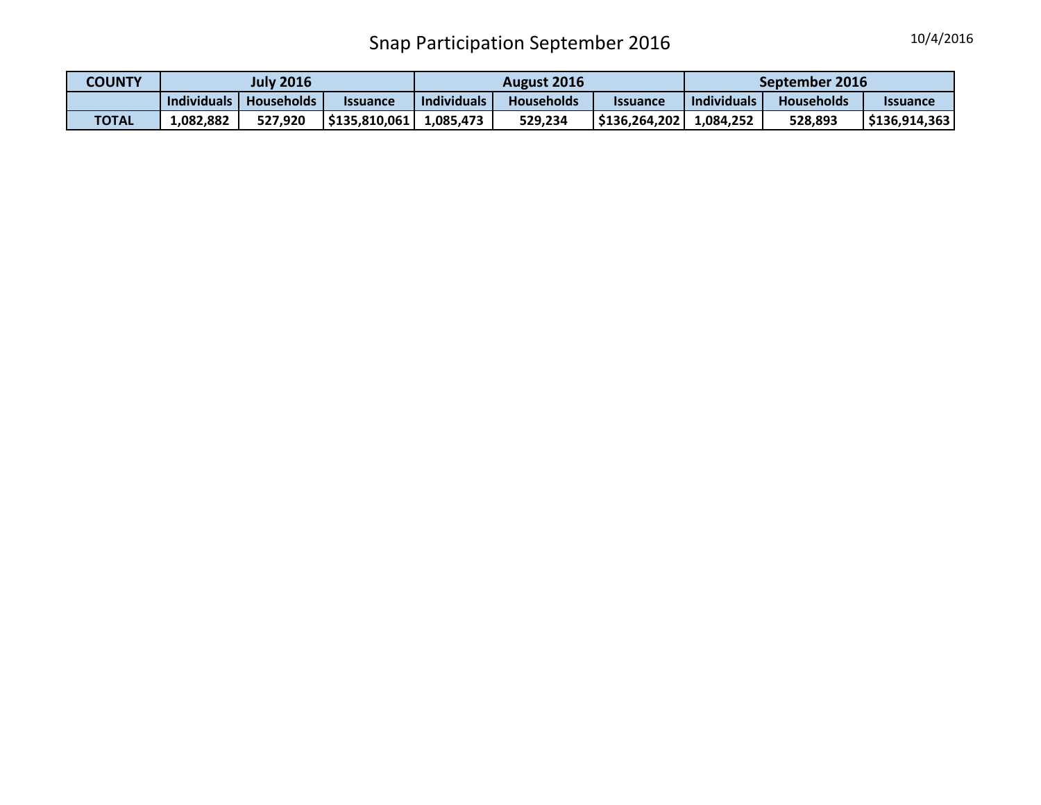# Snap Participation September 2016

10/4/2016

| COUNTY | July 2016 | | | August 2016 | | | September 2016 | | |
|---|---|---|---|---|---|---|---|---|---|
| | Individuals | Households | Issuance | Individuals | Households | Issuance | Individuals | Households | Issuance |
| TOTAL | 1,082,882 | 527,920 | $135,810,061 | 1,085,473 | 529,234 | $136,264,202 | 1,084,252 | 528,893 | $136,914,363 |